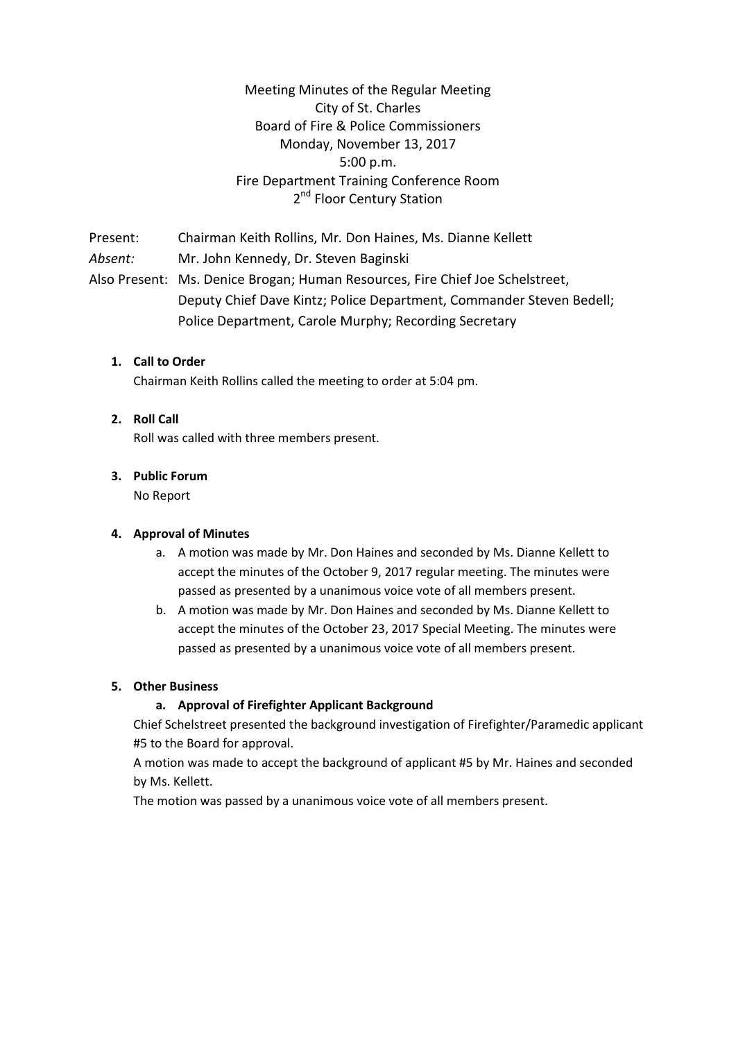# Meeting Minutes of the Regular Meeting
## City of St. Charles
## Board of Fire & Police Commissioners
## Monday, November 13, 2017
## 5:00 p.m.
## Fire Department Training Conference Room
## 2nd Floor Century Station

Present: Chairman Keith Rollins, Mr. Don Haines, Ms. Dianne Kellett

*Absent:* Mr. John Kennedy, Dr. Steven Baginski

Also Present: Ms. Denice Brogan; Human Resources, Fire Chief Joe Schelstreet, Deputy Chief Dave Kintz; Police Department, Commander Steven Bedell; Police Department, Carole Murphy; Recording Secretary

1. **Call to Order**

   Chairman Keith Rollins called the meeting to order at 5:04 pm.

2. **Roll Call**

   Roll was called with three members present.

3. **Public Forum**

   No Report

4. **Approval of Minutes**

   a. A motion was made by Mr. Don Haines and seconded by Ms. Dianne Kellett to accept the minutes of the October 9, 2017 regular meeting. The minutes were passed as presented by a unanimous voice vote of all members present.

   b. A motion was made by Mr. Don Haines and seconded by Ms. Dianne Kellett to accept the minutes of the October 23, 2017 Special Meeting. The minutes were passed as presented by a unanimous voice vote of all members present.

5. **Other Business**

   **a. Approval of Firefighter Applicant Background**

   Chief Schelstreet presented the background investigation of Firefighter/Paramedic applicant #5 to the Board for approval.

   A motion was made to accept the background of applicant #5 by Mr. Haines and seconded by Ms. Kellett.

   The motion was passed by a unanimous voice vote of all members present.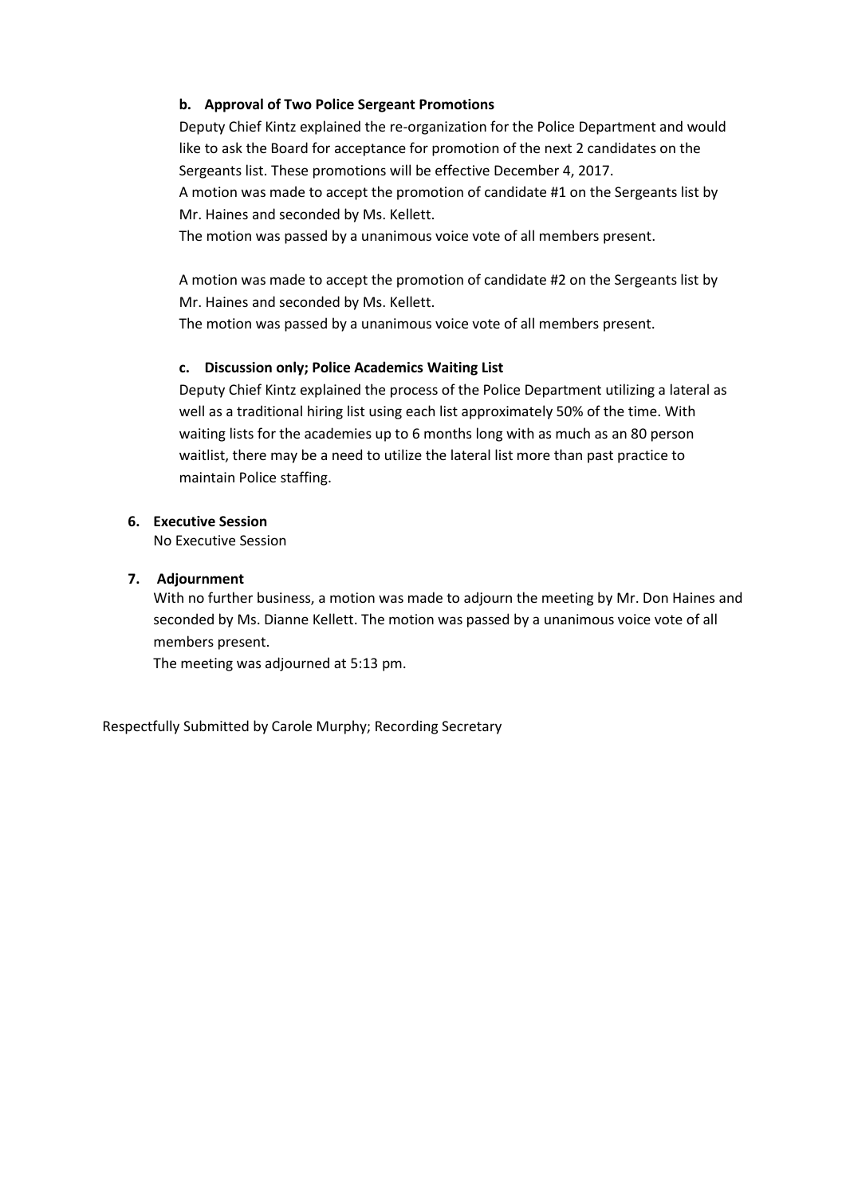**b. Approval of Two Police Sergeant Promotions**

Deputy Chief Kintz explained the re-organization for the Police Department and would like to ask the Board for acceptance for promotion of the next 2 candidates on the Sergeants list. These promotions will be effective December 4, 2017.

A motion was made to accept the promotion of candidate #1 on the Sergeants list by Mr. Haines and seconded by Ms. Kellett.

The motion was passed by a unanimous voice vote of all members present.

A motion was made to accept the promotion of candidate #2 on the Sergeants list by Mr. Haines and seconded by Ms. Kellett.

The motion was passed by a unanimous voice vote of all members present.

**c. Discussion only; Police Academics Waiting List**

Deputy Chief Kintz explained the process of the Police Department utilizing a lateral as well as a traditional hiring list using each list approximately 50% of the time. With waiting lists for the academies up to 6 months long with as much as an 80 person waitlist, there may be a need to utilize the lateral list more than past practice to maintain Police staffing.

**6. Executive Session**

No Executive Session

**7. Adjournment**

With no further business, a motion was made to adjourn the meeting by Mr. Don Haines and seconded by Ms. Dianne Kellett. The motion was passed by a unanimous voice vote of all members present.

The meeting was adjourned at 5:13 pm.

Respectfully Submitted by Carole Murphy; Recording Secretary